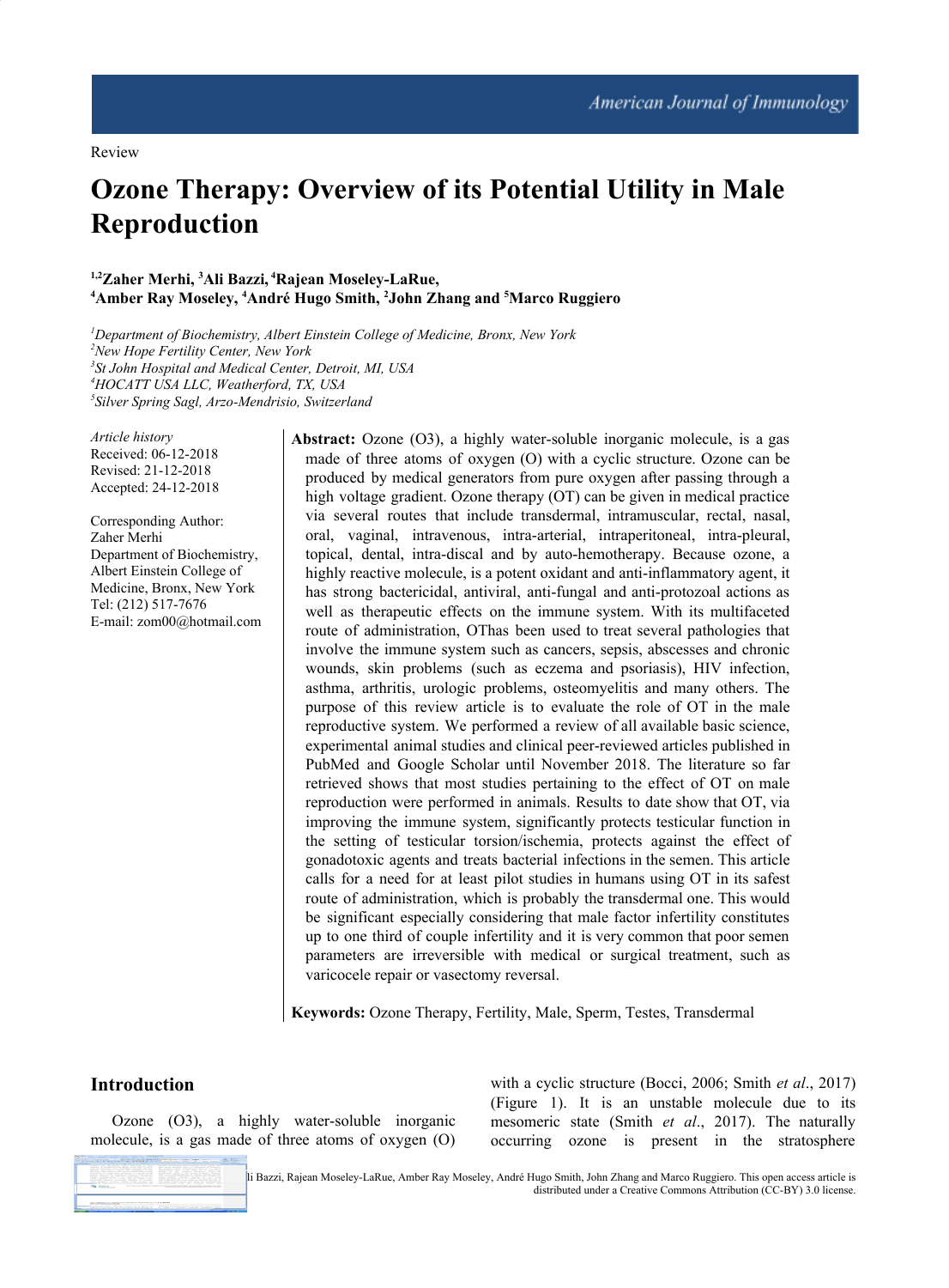Review

# Ozone Therapy: Overview of its Potential Utility in Male Reproduction

**[1,2]Zaher Merhi, [3]Ali Bazzi, [4]Rajean Moseley-LaRue, [4]Amber Ray Moseley, [4]André Hugo Smith, [2]John Zhang and [5]Marco Ruggiero**

[1]*Department of Biochemistry, Albert Einstein College of Medicine, Bronx, New York*
[2]*New Hope Fertility Center, New York*
[3]*St John Hospital and Medical Center, Detroit, MI, USA*
[4]*HOCATT USA LLC, Weatherford, TX, USA*
[5]*Silver Spring Sagl, Arzo-Mendrisio, Switzerland*

*Article history*
Received: 06-12-2018
Revised: 21-12-2018
Accepted: 24-12-2018

Corresponding Author:
Zaher Merhi
Department of Biochemistry, Albert Einstein College of Medicine, Bronx, New York
Tel: (212) 517-7676
E-mail: zom00@hotmail.com

**Abstract:** Ozone (O3), a highly water-soluble inorganic molecule, is a gas made of three atoms of oxygen (O) with a cyclic structure. Ozone can be produced by medical generators from pure oxygen after passing through a high voltage gradient. Ozone therapy (OT) can be given in medical practice via several routes that include transdermal, intramuscular, rectal, nasal, oral, vaginal, intravenous, intra-arterial, intraperitoneal, intra-pleural, topical, dental, intra-discal and by auto-hemotherapy. Because ozone, a highly reactive molecule, is a potent oxidant and anti-inflammatory agent, it has strong bactericidal, antiviral, anti-fungal and anti-protozoal actions as well as therapeutic effects on the immune system. With its multifaceted route of administration, OThas been used to treat several pathologies that involve the immune system such as cancers, sepsis, abscesses and chronic wounds, skin problems (such as eczema and psoriasis), HIV infection, asthma, arthritis, urologic problems, osteomyelitis and many others. The purpose of this review article is to evaluate the role of OT in the male reproductive system. We performed a review of all available basic science, experimental animal studies and clinical peer-reviewed articles published in PubMed and Google Scholar until November 2018. The literature so far retrieved shows that most studies pertaining to the effect of OT on male reproduction were performed in animals. Results to date show that OT, via improving the immune system, significantly protects testicular function in the setting of testicular torsion/ischemia, protects against the effect of gonadotoxic agents and treats bacterial infections in the semen. This article calls for a need for at least pilot studies in humans using OT in its safest route of administration, which is probably the transdermal one. This would be significant especially considering that male factor infertility constitutes up to one third of couple infertility and it is very common that poor semen parameters are irreversible with medical or surgical treatment, such as varicocele repair or vasectomy reversal.

**Keywords:** Ozone Therapy, Fertility, Male, Sperm, Testes, Transdermal

## Introduction

Ozone (O3), a highly water-soluble inorganic molecule, is a gas made of three atoms of oxygen (O) with a cyclic structure (Bocci, 2006; Smith *et al*., 2017) (Figure 1). It is an unstable molecule due to its mesomeric state (Smith *et al*., 2017). The naturally occurring ozone is present in the stratosphere

li Bazzi, Rajean Moseley-LaRue, Amber Ray Moseley, André Hugo Smith, John Zhang and Marco Ruggiero. This open access article is distributed under a Creative Commons Attribution (CC-BY) 3.0 license.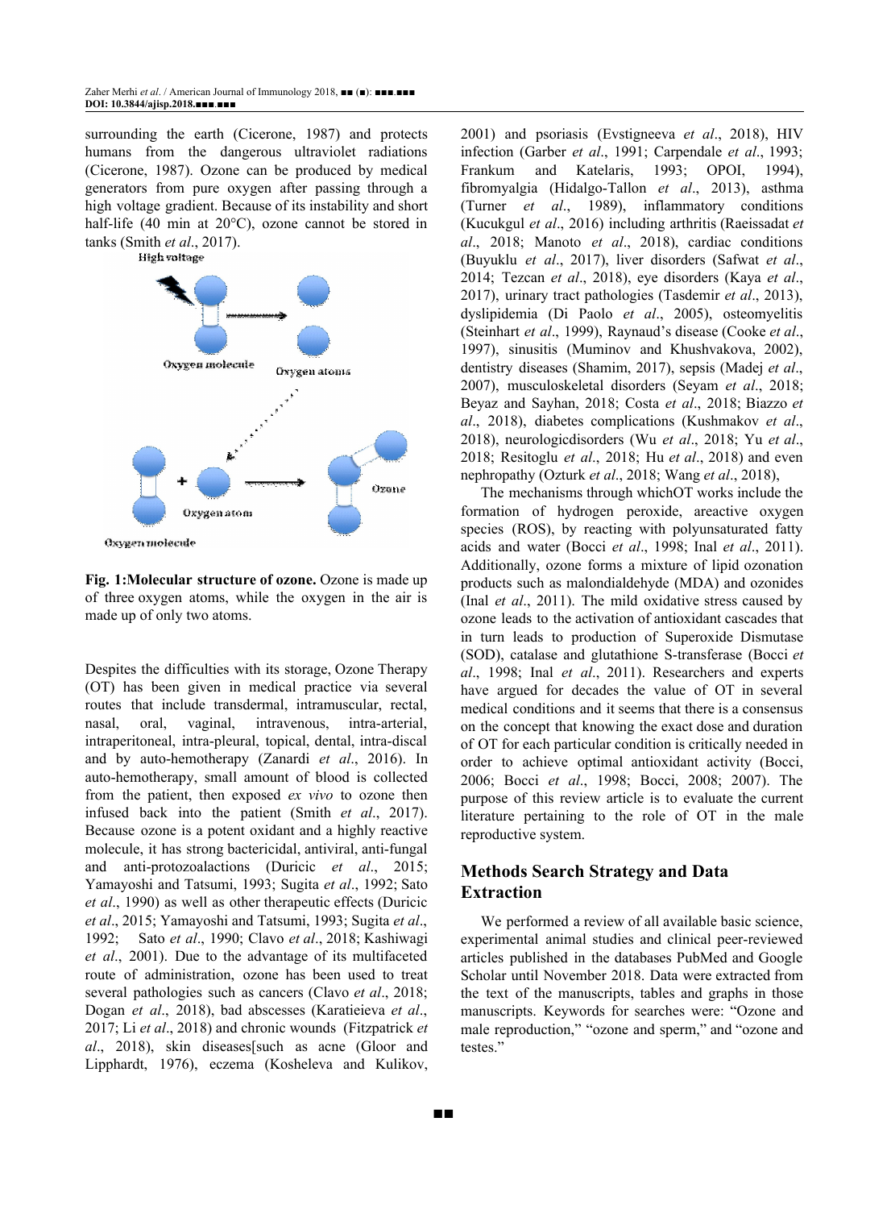surrounding the earth (Cicerone, 1987) and protects humans from the dangerous ultraviolet radiations (Cicerone, 1987). Ozone can be produced by medical generators from pure oxygen after passing through a high voltage gradient. Because of its instability and short half-life (40 min at 20°C), ozone cannot be stored in tanks (Smith *et al*., 2017).

**Fig. 1:Molecular structure of ozone.** Ozone is made up of three oxygen atoms, while the oxygen in the air is made up of only two atoms.

Despites the difficulties with its storage, Ozone Therapy (OT) has been given in medical practice via several routes that include transdermal, intramuscular, rectal, nasal, oral, vaginal, intravenous, intra-arterial, intraperitoneal, intra-pleural, topical, dental, intra-discal and by auto-hemotherapy (Zanardi *et al*., 2016). In auto-hemotherapy, small amount of blood is collected from the patient, then exposed *ex vivo* to ozone then infused back into the patient (Smith *et al*., 2017). Because ozone is a potent oxidant and a highly reactive molecule, it has strong bactericidal, antiviral, anti-fungal and anti-protozoalactions (Duricic *et al*., 2015; Yamayoshi and Tatsumi, 1993; Sugita *et al*., 1992; Sato *et al*., 1990) as well as other therapeutic effects (Duricic *et al*., 2015; Yamayoshi and Tatsumi, 1993; Sugita *et al*., 1992; Sato *et al*., 1990; Clavo *et al*., 2018; Kashiwagi *et al*., 2001). Due to the advantage of its multifaceted route of administration, ozone has been used to treat several pathologies such as cancers (Clavo *et al*., 2018; Dogan *et al*., 2018), bad abscesses (Karatieieva *et al*., 2017; Li *et al*., 2018) and chronic wounds (Fitzpatrick *et al*., 2018), skin diseases[such as acne (Gloor and Lipphardt, 1976), eczema (Kosheleva and Kulikov, 2001) and psoriasis (Evstigneeva *et al*., 2018), HIV infection (Garber *et al*., 1991; Carpendale *et al*., 1993; Frankum and Katelaris, 1993; OPOI, 1994), fibromyalgia (Hidalgo-Tallon *et al*., 2013), asthma (Turner *et al*., 1989), inflammatory conditions (Kucukgul *et al*., 2016) including arthritis (Raeissadat *et al*., 2018; Manoto *et al*., 2018), cardiac conditions (Buyuklu *et al*., 2017), liver disorders (Safwat *et al*., 2014; Tezcan *et al*., 2018), eye disorders (Kaya *et al*., 2017), urinary tract pathologies (Tasdemir *et al*., 2013), dyslipidemia (Di Paolo *et al*., 2005), osteomyelitis (Steinhart *et al*., 1999), Raynaud's disease (Cooke *et al*., 1997), sinusitis (Muminov and Khushvakova, 2002), dentistry diseases (Shamim, 2017), sepsis (Madej *et al*., 2007), musculoskeletal disorders (Seyam *et al*., 2018; Beyaz and Sayhan, 2018; Costa *et al*., 2018; Biazzo *et al*., 2018), diabetes complications (Kushmakov *et al*., 2018), neurologicdisorders (Wu *et al*., 2018; Yu *et al*., 2018; Resitoglu *et al*., 2018; Hu *et al*., 2018) and even nephropathy (Ozturk *et al*., 2018; Wang *et al*., 2018),

The mechanisms through whichOT works include the formation of hydrogen peroxide, areactive oxygen species (ROS), by reacting with polyunsaturated fatty acids and water (Bocci *et al*., 1998; Inal *et al*., 2011). Additionally, ozone forms a mixture of lipid ozonation products such as malondialdehyde (MDA) and ozonides (Inal *et al*., 2011). The mild oxidative stress caused by ozone leads to the activation of antioxidant cascades that in turn leads to production of Superoxide Dismutase (SOD), catalase and glutathione S-transferase (Bocci *et al*., 1998; Inal *et al*., 2011). Researchers and experts have argued for decades the value of OT in several medical conditions and it seems that there is a consensus on the concept that knowing the exact dose and duration of OT for each particular condition is critically needed in order to achieve optimal antioxidant activity (Bocci, 2006; Bocci *et al*., 1998; Bocci, 2008; 2007). The purpose of this review article is to evaluate the current literature pertaining to the role of OT in the male reproductive system.

## Methods Search Strategy and Data Extraction

We performed a review of all available basic science, experimental animal studies and clinical peer-reviewed articles published in the databases PubMed and Google Scholar until November 2018. Data were extracted from the text of the manuscripts, tables and graphs in those manuscripts. Keywords for searches were: "Ozone and male reproduction," "ozone and sperm," and "ozone and testes."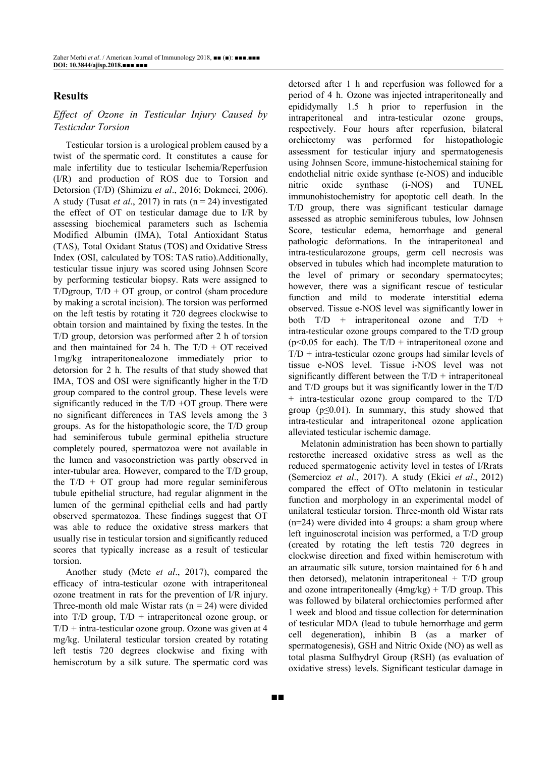## Results

### *Effect of Ozone in Testicular Injury Caused by Testicular Torsion*

Testicular torsion is a urological problem caused by a twist of the spermatic cord. It constitutes a cause for male infertility due to testicular Ischemia/Reperfusion (I/R) and production of ROS due to Torsion and Detorsion (T/D) (Shimizu *et al*., 2016; Dokmeci, 2006). A study (Tusat *et al*., 2017) in rats (n = 24) investigated the effect of OT on testicular damage due to I/R by assessing biochemical parameters such as Ischemia Modified Albumin (IMA), Total Antioxidant Status (TAS), Total Oxidant Status (TOS) and Oxidative Stress Index (OSI, calculated by TOS: TAS ratio).Additionally, testicular tissue injury was scored using Johnsen Score by performing testicular biopsy. Rats were assigned to T/Dgroup, T/D + OT group, or control (sham procedure by making a scrotal incision). The torsion was performed on the left testis by rotating it 720 degrees clockwise to obtain torsion and maintained by fixing the testes. In the T/D group, detorsion was performed after 2 h of torsion and then maintained for 24 h. The T/D + OT received 1mg/kg intraperitonealozone immediately prior to detorsion for 2 h. The results of that study showed that IMA, TOS and OSI were significantly higher in the T/D group compared to the control group. These levels were significantly reduced in the T/D +OT group. There were no significant differences in TAS levels among the 3 groups. As for the histopathologic score, the T/D group had seminiferous tubule germinal epithelia structure completely poured, spermatozoa were not available in the lumen and vasoconstriction was partly observed in inter-tubular area. However, compared to the T/D group, the T/D + OT group had more regular seminiferous tubule epithelial structure, had regular alignment in the lumen of the germinal epithelial cells and had partly observed spermatozoa. These findings suggest that OT was able to reduce the oxidative stress markers that usually rise in testicular torsion and significantly reduced scores that typically increase as a result of testicular torsion.

Another study (Mete *et al*., 2017), compared the efficacy of intra-testicular ozone with intraperitoneal ozone treatment in rats for the prevention of I/R injury. Three-month old male Wistar rats (n = 24) were divided into T/D group, T/D + intraperitoneal ozone group, or T/D + intra-testicular ozone group. Ozone was given at 4 mg/kg. Unilateral testicular torsion created by rotating left testis 720 degrees clockwise and fixing with hemiscrotum by a silk suture. The spermatic cord was detorsed after 1 h and reperfusion was followed for a period of 4 h. Ozone was injected intraperitoneally and epididymally 1.5 h prior to reperfusion in the intraperitoneal and intra-testicular ozone groups, respectively. Four hours after reperfusion, bilateral orchiectomy was performed for histopathologic assessment for testicular injury and spermatogenesis using Johnsen Score, immune-histochemical staining for endothelial nitric oxide synthase (e-NOS) and inducible nitric oxide synthase (i-NOS) and TUNEL immunohistochemistry for apoptotic cell death. In the T/D group, there was significant testicular damage assessed as atrophic seminiferous tubules, low Johnsen Score, testicular edema, hemorrhage and general pathologic deformations. In the intraperitoneal and intra-testicularozone groups, germ cell necrosis was observed in tubules which had incomplete maturation to the level of primary or secondary spermatocytes; however, there was a significant rescue of testicular function and mild to moderate interstitial edema observed. Tissue e-NOS level was significantly lower in both T/D + intraperitoneal ozone and T/D + intra-testicular ozone groups compared to the T/D group ($p<0.05$ for each). The T/D + intraperitoneal ozone and T/D + intra-testicular ozone groups had similar levels of tissue e-NOS level. Tissue i-NOS level was not significantly different between the T/D + intraperitoneal and T/D groups but it was significantly lower in the T/D + intra-testicular ozone group compared to the T/D group ($p\leq 0.01$). In summary, this study showed that intra-testicular and intraperitoneal ozone application alleviated testicular ischemic damage.

Melatonin administration has been shown to partially restorethe increased oxidative stress as well as the reduced spermatogenic activity level in testes of I/Rrats (Semercioz *et al*., 2017). A study (Ekici *et al*., 2012) compared the effect of OTto melatonin in testicular function and morphology in an experimental model of unilateral testicular torsion. Three-month old Wistar rats (n=24) were divided into 4 groups: a sham group where left inguinoscrotal incision was performed, a T/D group (created by rotating the left testis 720 degrees in clockwise direction and fixed within hemiscrotum with an atraumatic silk suture, torsion maintained for 6 h and then detorsed), melatonin intraperitoneal + T/D group and ozone intraperitoneally (4mg/kg) + T/D group. This was followed by bilateral orchiectomies performed after 1 week and blood and tissue collection for determination of testicular MDA (lead to tubule hemorrhage and germ cell degeneration), inhibin B (as a marker of spermatogenesis), GSH and Nitric Oxide (NO) as well as total plasma Sulfhydryl Group (RSH) (as evaluation of oxidative stress) levels. Significant testicular damage in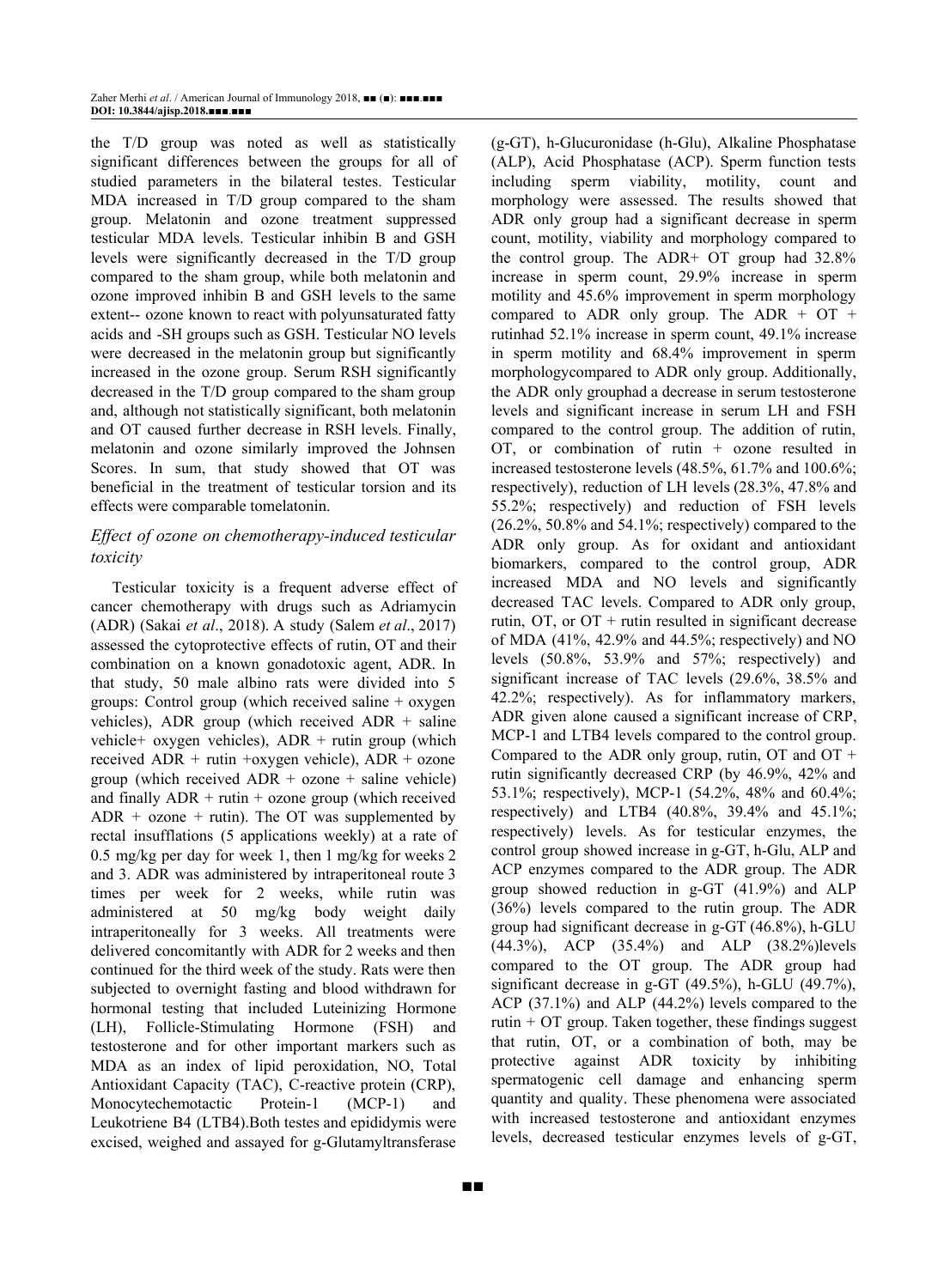the T/D group was noted as well as statistically significant differences between the groups for all of studied parameters in the bilateral testes. Testicular MDA increased in T/D group compared to the sham group. Melatonin and ozone treatment suppressed testicular MDA levels. Testicular inhibin B and GSH levels were significantly decreased in the T/D group compared to the sham group, while both melatonin and ozone improved inhibin B and GSH levels to the same extent-- ozone known to react with polyunsaturated fatty acids and -SH groups such as GSH. Testicular NO levels were decreased in the melatonin group but significantly increased in the ozone group. Serum RSH significantly decreased in the T/D group compared to the sham group and, although not statistically significant, both melatonin and OT caused further decrease in RSH levels. Finally, melatonin and ozone similarly improved the Johnsen Scores. In sum, that study showed that OT was beneficial in the treatment of testicular torsion and its effects were comparable tomelatonin.

### *Effect of ozone on chemotherapy-induced testicular toxicity*

Testicular toxicity is a frequent adverse effect of cancer chemotherapy with drugs such as Adriamycin (ADR) (Sakai *et al*., 2018). A study (Salem *et al*., 2017) assessed the cytoprotective effects of rutin, OT and their combination on a known gonadotoxic agent, ADR. In that study, 50 male albino rats were divided into 5 groups: Control group (which received saline + oxygen vehicles), ADR group (which received ADR + saline vehicle+ oxygen vehicles), ADR + rutin group (which received ADR + rutin +oxygen vehicle), ADR + ozone group (which received ADR + ozone + saline vehicle) and finally ADR + rutin + ozone group (which received ADR + ozone + rutin). The OT was supplemented by rectal insufflations (5 applications weekly) at a rate of 0.5 mg/kg per day for week 1, then 1 mg/kg for weeks 2 and 3. ADR was administered by intraperitoneal route 3 times per week for 2 weeks, while rutin was administered at 50 mg/kg body weight daily intraperitoneally for 3 weeks. All treatments were delivered concomitantly with ADR for 2 weeks and then continued for the third week of the study. Rats were then subjected to overnight fasting and blood withdrawn for hormonal testing that included Luteinizing Hormone (LH), Follicle-Stimulating Hormone (FSH) and testosterone and for other important markers such as MDA as an index of lipid peroxidation, NO, Total Antioxidant Capacity (TAC), C-reactive protein (CRP), Monocytechemotactic Protein-1 (MCP-1) and Leukotriene B4 (LTB4).Both testes and epididymis were excised, weighed and assayed for g-Glutamyltransferase (g-GT), h-Glucuronidase (h-Glu), Alkaline Phosphatase (ALP), Acid Phosphatase (ACP). Sperm function tests including sperm viability, motility, count and morphology were assessed. The results showed that ADR only group had a significant decrease in sperm count, motility, viability and morphology compared to the control group. The ADR+ OT group had 32.8% increase in sperm count, 29.9% increase in sperm motility and 45.6% improvement in sperm morphology compared to ADR only group. The ADR + OT + rutinhad 52.1% increase in sperm count, 49.1% increase in sperm motility and 68.4% improvement in sperm morphologycompared to ADR only group. Additionally, the ADR only grouphad a decrease in serum testosterone levels and significant increase in serum LH and FSH compared to the control group. The addition of rutin, OT, or combination of rutin + ozone resulted in increased testosterone levels (48.5%, 61.7% and 100.6%; respectively), reduction of LH levels (28.3%, 47.8% and 55.2%; respectively) and reduction of FSH levels (26.2%, 50.8% and 54.1%; respectively) compared to the ADR only group. As for oxidant and antioxidant biomarkers, compared to the control group, ADR increased MDA and NO levels and significantly decreased TAC levels. Compared to ADR only group, rutin, OT, or OT + rutin resulted in significant decrease of MDA (41%, 42.9% and 44.5%; respectively) and NO levels (50.8%, 53.9% and 57%; respectively) and significant increase of TAC levels (29.6%, 38.5% and 42.2%; respectively). As for inflammatory markers, ADR given alone caused a significant increase of CRP, MCP-1 and LTB4 levels compared to the control group. Compared to the ADR only group, rutin, OT and OT + rutin significantly decreased CRP (by 46.9%, 42% and 53.1%; respectively), MCP-1 (54.2%, 48% and 60.4%; respectively) and LTB4 (40.8%, 39.4% and 45.1%; respectively) levels. As for testicular enzymes, the control group showed increase in g-GT, h-Glu, ALP and ACP enzymes compared to the ADR group. The ADR group showed reduction in g-GT (41.9%) and ALP (36%) levels compared to the rutin group. The ADR group had significant decrease in g-GT (46.8%), h-GLU (44.3%), ACP (35.4%) and ALP (38.2%)levels compared to the OT group. The ADR group had significant decrease in g-GT (49.5%), h-GLU (49.7%), ACP (37.1%) and ALP (44.2%) levels compared to the rutin + OT group. Taken together, these findings suggest that rutin, OT, or a combination of both, may be protective against ADR toxicity by inhibiting spermatogenic cell damage and enhancing sperm quantity and quality. These phenomena were associated with increased testosterone and antioxidant enzymes levels, decreased testicular enzymes levels of g-GT,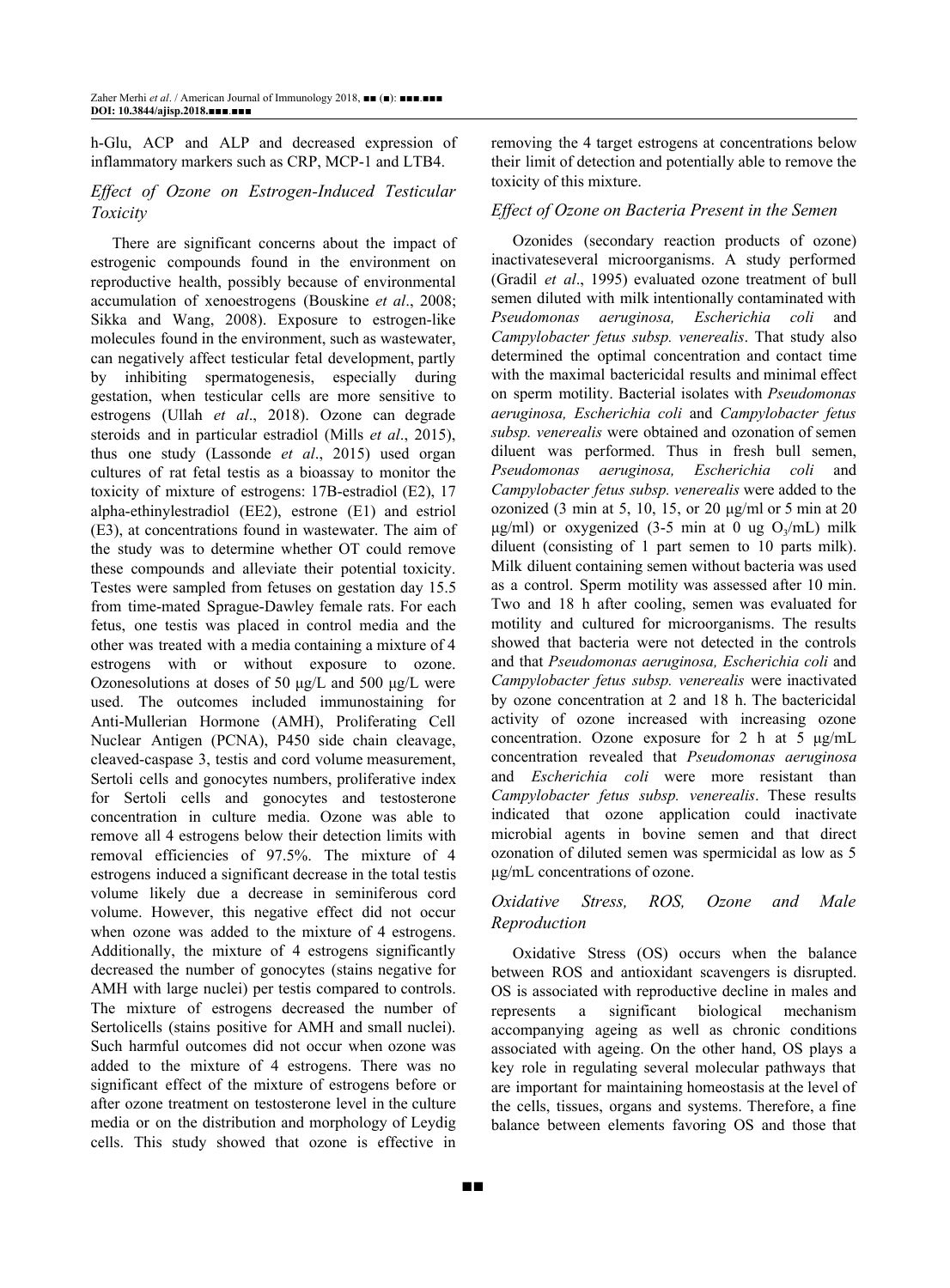h-Glu, ACP and ALP and decreased expression of inflammatory markers such as CRP, MCP-1 and LTB4.

### *Effect of Ozone on Estrogen-Induced Testicular Toxicity*

There are significant concerns about the impact of estrogenic compounds found in the environment on reproductive health, possibly because of environmental accumulation of xenoestrogens (Bouskine *et al*., 2008; Sikka and Wang, 2008). Exposure to estrogen-like molecules found in the environment, such as wastewater, can negatively affect testicular fetal development, partly by inhibiting spermatogenesis, especially during gestation, when testicular cells are more sensitive to estrogens (Ullah *et al*., 2018). Ozone can degrade steroids and in particular estradiol (Mills *et al*., 2015), thus one study (Lassonde *et al*., 2015) used organ cultures of rat fetal testis as a bioassay to monitor the toxicity of mixture of estrogens: 17B-estradiol (E2), 17 alpha-ethinylestradiol (EE2), estrone (E1) and estriol (E3), at concentrations found in wastewater. The aim of the study was to determine whether OT could remove these compounds and alleviate their potential toxicity. Testes were sampled from fetuses on gestation day 15.5 from time-mated Sprague-Dawley female rats. For each fetus, one testis was placed in control media and the other was treated with a media containing a mixture of 4 estrogens with or without exposure to ozone. Ozonesolutions at doses of 50 μg/L and 500 μg/L were used. The outcomes included immunostaining for Anti-Mullerian Hormone (AMH), Proliferating Cell Nuclear Antigen (PCNA), P450 side chain cleavage, cleaved-caspase 3, testis and cord volume measurement, Sertoli cells and gonocytes numbers, proliferative index for Sertoli cells and gonocytes and testosterone concentration in culture media. Ozone was able to remove all 4 estrogens below their detection limits with removal efficiencies of 97.5%. The mixture of 4 estrogens induced a significant decrease in the total testis volume likely due a decrease in seminiferous cord volume. However, this negative effect did not occur when ozone was added to the mixture of 4 estrogens. Additionally, the mixture of 4 estrogens significantly decreased the number of gonocytes (stains negative for AMH with large nuclei) per testis compared to controls. The mixture of estrogens decreased the number of Sertolicells (stains positive for AMH and small nuclei). Such harmful outcomes did not occur when ozone was added to the mixture of 4 estrogens. There was no significant effect of the mixture of estrogens before or after ozone treatment on testosterone level in the culture media or on the distribution and morphology of Leydig cells. This study showed that ozone is effective in removing the 4 target estrogens at concentrations below their limit of detection and potentially able to remove the toxicity of this mixture.

### *Effect of Ozone on Bacteria Present in the Semen*

Ozonides (secondary reaction products of ozone) inactivateseveral microorganisms. A study performed (Gradil *et al*., 1995) evaluated ozone treatment of bull semen diluted with milk intentionally contaminated with *Pseudomonas aeruginosa, Escherichia coli* and *Campylobacter fetus subsp. venerealis*. That study also determined the optimal concentration and contact time with the maximal bactericidal results and minimal effect on sperm motility. Bacterial isolates with *Pseudomonas aeruginosa, Escherichia coli* and *Campylobacter fetus subsp. venerealis* were obtained and ozonation of semen diluent was performed. Thus in fresh bull semen, *Pseudomonas aeruginosa, Escherichia coli* and *Campylobacter fetus subsp. venerealis* were added to the ozonized (3 min at 5, 10, 15, or 20 μg/ml or 5 min at 20 μg/ml) or oxygenized (3-5 min at 0 ug $O_3$/mL) milk diluent (consisting of 1 part semen to 10 parts milk). Milk diluent containing semen without bacteria was used as a control. Sperm motility was assessed after 10 min. Two and 18 h after cooling, semen was evaluated for motility and cultured for microorganisms. The results showed that bacteria were not detected in the controls and that *Pseudomonas aeruginosa, Escherichia coli* and *Campylobacter fetus subsp. venerealis* were inactivated by ozone concentration at 2 and 18 h. The bactericidal activity of ozone increased with increasing ozone concentration. Ozone exposure for 2 h at 5 μg/mL concentration revealed that *Pseudomonas aeruginosa* and *Escherichia coli* were more resistant than *Campylobacter fetus subsp. venerealis*. These results indicated that ozone application could inactivate microbial agents in bovine semen and that direct ozonation of diluted semen was spermicidal as low as 5 μg/mL concentrations of ozone.

### *Oxidative Stress, ROS, Ozone and Male Reproduction*

Oxidative Stress (OS) occurs when the balance between ROS and antioxidant scavengers is disrupted. OS is associated with reproductive decline in males and represents a significant biological mechanism accompanying ageing as well as chronic conditions associated with ageing. On the other hand, OS plays a key role in regulating several molecular pathways that are important for maintaining homeostasis at the level of the cells, tissues, organs and systems. Therefore, a fine balance between elements favoring OS and those that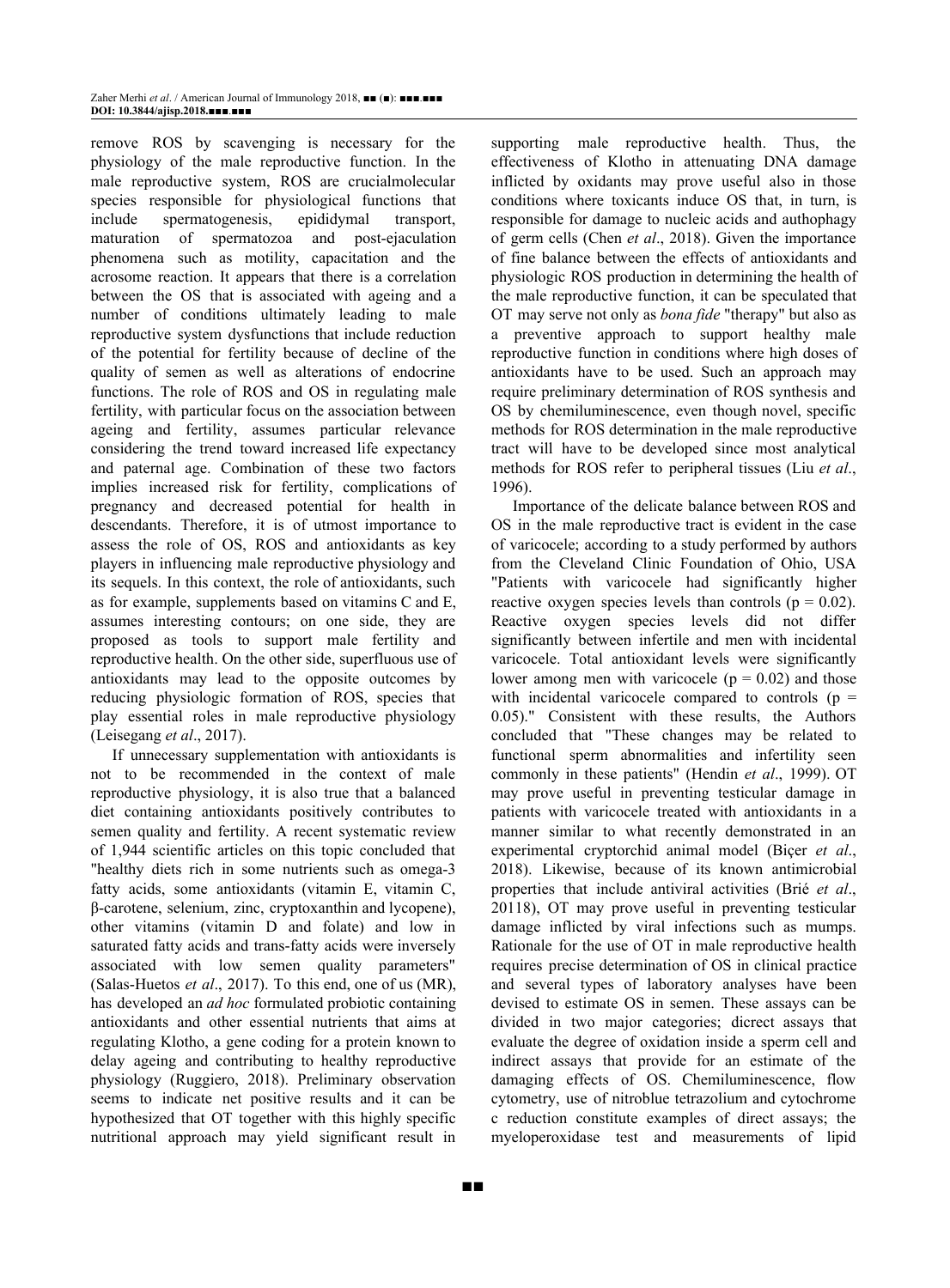remove ROS by scavenging is necessary for the physiology of the male reproductive function. In the male reproductive system, ROS are crucialmolecular species responsible for physiological functions that include spermatogenesis, epididymal transport, maturation of spermatozoa and post-ejaculation phenomena such as motility, capacitation and the acrosome reaction. It appears that there is a correlation between the OS that is associated with ageing and a number of conditions ultimately leading to male reproductive system dysfunctions that include reduction of the potential for fertility because of decline of the quality of semen as well as alterations of endocrine functions. The role of ROS and OS in regulating male fertility, with particular focus on the association between ageing and fertility, assumes particular relevance considering the trend toward increased life expectancy and paternal age. Combination of these two factors implies increased risk for fertility, complications of pregnancy and decreased potential for health in descendants. Therefore, it is of utmost importance to assess the role of OS, ROS and antioxidants as key players in influencing male reproductive physiology and its sequels. In this context, the role of antioxidants, such as for example, supplements based on vitamins C and E, assumes interesting contours; on one side, they are proposed as tools to support male fertility and reproductive health. On the other side, superfluous use of antioxidants may lead to the opposite outcomes by reducing physiologic formation of ROS, species that play essential roles in male reproductive physiology (Leisegang *et al*., 2017).

If unnecessary supplementation with antioxidants is not to be recommended in the context of male reproductive physiology, it is also true that a balanced diet containing antioxidants positively contributes to semen quality and fertility. A recent systematic review of 1,944 scientific articles on this topic concluded that "healthy diets rich in some nutrients such as omega-3 fatty acids, some antioxidants (vitamin E, vitamin C, β-carotene, selenium, zinc, cryptoxanthin and lycopene), other vitamins (vitamin D and folate) and low in saturated fatty acids and trans-fatty acids were inversely associated with low semen quality parameters" (Salas-Huetos *et al*., 2017). To this end, one of us (MR), has developed an *ad hoc* formulated probiotic containing antioxidants and other essential nutrients that aims at regulating Klotho, a gene coding for a protein known to delay ageing and contributing to healthy reproductive physiology (Ruggiero, 2018). Preliminary observation seems to indicate net positive results and it can be hypothesized that OT together with this highly specific nutritional approach may yield significant result in supporting male reproductive health. Thus, the effectiveness of Klotho in attenuating DNA damage inflicted by oxidants may prove useful also in those conditions where toxicants induce OS that, in turn, is responsible for damage to nucleic acids and authophagy of germ cells (Chen *et al*., 2018). Given the importance of fine balance between the effects of antioxidants and physiologic ROS production in determining the health of the male reproductive function, it can be speculated that OT may serve not only as *bona fide* "therapy" but also as a preventive approach to support healthy male reproductive function in conditions where high doses of antioxidants have to be used. Such an approach may require preliminary determination of ROS synthesis and OS by chemiluminescence, even though novel, specific methods for ROS determination in the male reproductive tract will have to be developed since most analytical methods for ROS refer to peripheral tissues (Liu *et al*., 1996).

Importance of the delicate balance between ROS and OS in the male reproductive tract is evident in the case of varicocele; according to a study performed by authors from the Cleveland Clinic Foundation of Ohio, USA "Patients with varicocele had significantly higher reactive oxygen species levels than controls ($p = 0.02$). Reactive oxygen species levels did not differ significantly between infertile and men with incidental varicocele. Total antioxidant levels were significantly lower among men with varicocele ($p = 0.02$) and those with incidental varicocele compared to controls ($p = 0.05$)." Consistent with these results, the Authors concluded that "These changes may be related to functional sperm abnormalities and infertility seen commonly in these patients" (Hendin *et al*., 1999). OT may prove useful in preventing testicular damage in patients with varicocele treated with antioxidants in a manner similar to what recently demonstrated in an experimental cryptorchid animal model (Biçer *et al*., 2018). Likewise, because of its known antimicrobial properties that include antiviral activities (Brié *et al*., 20118), OT may prove useful in preventing testicular damage inflicted by viral infections such as mumps. Rationale for the use of OT in male reproductive health requires precise determination of OS in clinical practice and several types of laboratory analyses have been devised to estimate OS in semen. These assays can be divided in two major categories; dicrect assays that evaluate the degree of oxidation inside a sperm cell and indirect assays that provide for an estimate of the damaging effects of OS. Chemiluminescence, flow cytometry, use of nitroblue tetrazolium and cytochrome c reduction constitute examples of direct assays; the myeloperoxidase test and measurements of lipid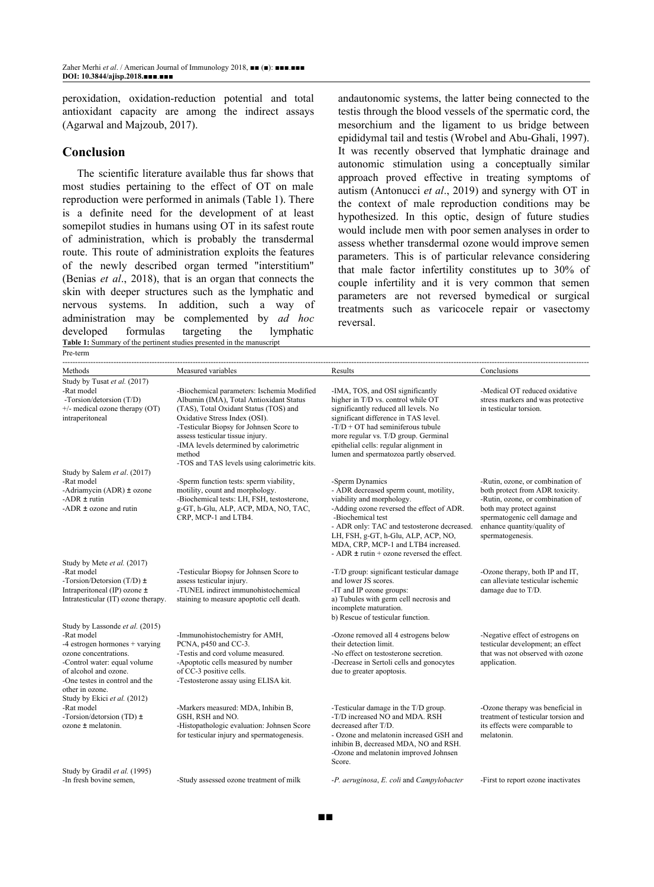peroxidation, oxidation-reduction potential and total antioxidant capacity are among the indirect assays (Agarwal and Majzoub, 2017).

## Conclusion

The scientific literature available thus far shows that most studies pertaining to the effect of OT on male reproduction were performed in animals (Table 1). There is a definite need for the development of at least somepilot studies in humans using OT in its safest route of administration, which is probably the transdermal route. This route of administration exploits the features of the newly described organ termed "interstitium" (Benias *et al*., 2018), that is an organ that connects the skin with deeper structures such as the lymphatic and nervous systems. In addition, such a way of administration may be complemented by *ad hoc* developed formulas targeting the lymphatic andautonomic systems, the latter being connected to the testis through the blood vessels of the spermatic cord, the mesorchium and the ligament to us bridge between epididymal tail and testis (Wrobel and Abu-Ghali, 1997). It was recently observed that lymphatic drainage and autonomic stimulation using a conceptually similar approach proved effective in treating symptoms of autism (Antonucci *et al*., 2019) and synergy with OT in the context of male reproduction conditions may be hypothesized. In this optic, design of future studies would include men with poor semen analyses in order to assess whether transdermal ozone would improve semen parameters. This is of particular relevance considering that male factor infertility constitutes up to 30% of couple infertility and it is very common that semen parameters are not reversed bymedical or surgical treatments such as varicocele repair or vasectomy reversal.

**Table 1:** Summary of the pertinent studies presented in the manuscript

Pre-term

| Methods | Measured variables | Results | Conclusions |
|---|---|---|---|
| Study by Tusat *et al.* (2017)<br>-Rat model<br>-Torsion/detorsion (T/D)<br>+/- medical ozone therapy (OT) intraperitoneal | -Biochemical parameters: Ischemia Modified Albumin (IMA), Total Antioxidant Status (TAS), Total Oxidant Status (TOS) and Oxidative Stress Index (OSI).<br>-Testicular Biopsy for Johnsen Score to assess testicular tissue injury.<br>-IMA levels determined by calorimetric method<br>-TOS and TAS levels using calorimetric kits. | -IMA, TOS, and OSI significantly higher in T/D vs. control while OT significantly reduced all levels. No significant difference in TAS level.<br>-T/D + OT had seminiferous tubule more regular vs. T/D group. Germinal epithelial cells: regular alignment in lumen and spermatozoa partly observed. | -Medical OT reduced oxidative stress markers and was protective in testicular torsion. |
| Study by Salem *et al*. (2017)<br>-Rat model<br>-Adriamycin (ADR) ± ozone<br>-ADR ± rutin<br>-ADR ± ozone and rutin | -Sperm function tests: sperm viability, motility, count and morphology.<br>-Biochemical tests: LH, FSH, testosterone, g-GT, h-Glu, ALP, ACP, MDA, NO, TAC, CRP, MCP-1 and LTB4. | -Sperm Dynamics<br>- ADR decreased sperm count, motility, viability and morphology.<br>-Adding ozone reversed the effect of ADR.<br>-Biochemical test<br>- ADR only: TAC and testosterone decreased. LH, FSH, g-GT, h-Glu, ALP, ACP, NO, MDA, CRP, MCP-1 and LTB4 increased.<br>- ADR ± rutin + ozone reversed the effect. | -Rutin, ozone, or combination of both protect from ADR toxicity.<br>-Rutin, ozone, or combination of both may protect against spermatogenic cell damage and enhance quantity/quality of spermatogenesis. |
| Study by Mete *et al.* (2017)<br>-Rat model<br>-Torsion/Detorsion (T/D) ±<br>Intraperitoneal (IP) ozone ±<br>Intratesticular (IT) ozone therapy. | -Testicular Biopsy for Johnsen Score to assess testicular injury.<br>-TUNEL indirect immunohistochemical staining to measure apoptotic cell death. | -T/D group: significant testicular damage and lower JS scores.<br>-IT and IP ozone groups:<br>a) Tubules with germ cell necrosis and incomplete maturation.<br>b) Rescue of testicular function. | -Ozone therapy, both IP and IT, can alleviate testicular ischemic damage due to T/D. |
| Study by Lassonde *et al.* (2015)<br>-Rat model<br>-4 estrogen hormones + varying ozone concentrations.<br>-Control water: equal volume of alcohol and ozone.<br>-One testes in control and the other in ozone. | -Immunohistochemistry for AMH, PCNA, p450 and CC-3.<br>-Testis and cord volume measured.<br>-Apoptotic cells measured by number of CC-3 positive cells.<br>-Testosterone assay using ELISA kit. | -Ozone removed all 4 estrogens below their detection limit.<br>-No effect on testosterone secretion.<br>-Decrease in Sertoli cells and gonocytes due to greater apoptosis. | -Negative effect of estrogens on testicular development; an effect that was not observed with ozone application. |
| Study by Ekici *et al.* (2012)<br>-Rat model<br>-Torsion/detorsion (TD) ±<br>ozone ± melatonin. | -Markers measured: MDA, Inhibin B, GSH, RSH and NO.<br>-Histopathologic evaluation: Johnsen Score for testicular injury and spermatogenesis. | -Testicular damage in the T/D group.<br>-T/D increased NO and MDA. RSH decreased after T/D.<br>- Ozone and melatonin increased GSH and inhibin B, decreased MDA, NO and RSH.<br>-Ozone and melatonin improved Johnsen Score. | -Ozone therapy was beneficial in treatment of testicular torsion and its effects were comparable to melatonin. |
| Study by Gradil *et al.* (1995)<br>-In fresh bovine semen, | -Study assessed ozone treatment of milk | -*P. aeruginosa*, *E. coli* and *Campylobacter* | -First to report ozone inactivates |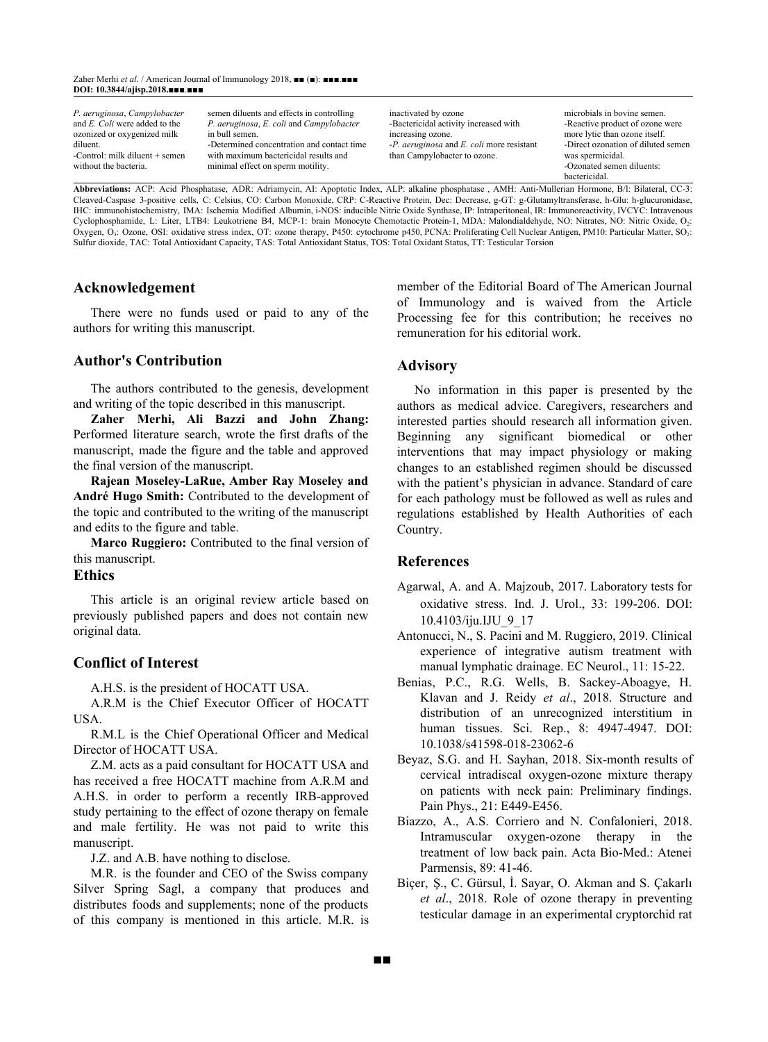| | | | |
|---|---|---|---|
| *P. aeruginosa*, *Campylobacter* and *E. Coli* were added to the ozonized or oxygenized milk diluent.<br>-Control: milk diluent + semen without the bacteria. | semen diluents and effects in controlling *P. aeruginosa*, *E. coli* and *Campylobacter* in bull semen.<br>-Determined concentration and contact time with maximum bactericidal results and minimal effect on sperm motility. | inactivated by ozone<br>-Bactericidal activity increased with increasing ozone.<br>-*P. aeruginosa* and *E. coli* more resistant than Campylobacter to ozone. | microbials in bovine semen.<br>-Reactive product of ozone were more lytic than ozone itself.<br>-Direct ozonation of diluted semen was spermicidal.<br>-Ozonated semen diluents: bactericidal. |

**Abbreviations:** ACP: Acid Phosphatase, ADR: Adriamycin, AI: Apoptotic Index, ALP: alkaline phosphatase , AMH: Anti-Mullerian Hormone, B/l: Bilateral, CC-3: Cleaved-Caspase 3-positive cells, C: Celsius, CO: Carbon Monoxide, CRP: C-Reactive Protein, Dec: Decrease, g-GT: g-Glutamyltransferase, h-Glu: h-glucuronidase, IHC: immunohistochemistry, IMA: Ischemia Modified Albumin, i-NOS: inducible Nitric Oxide Synthase, IP: Intraperitoneal, IR: Immunoreactivity, IVCYC: Intravenous Cyclophosphamide, L: Liter, LTB4: Leukotriene B4, MCP-1: brain Monocyte Chemotactic Protein-1, MDA: Malondialdehyde, NO: Nitrates, NO: Nitric Oxide, $O_2$: Oxygen, $O_3$: Ozone, OSI: oxidative stress index, OT: ozone therapy, P450: cytochrome p450, PCNA: Proliferating Cell Nuclear Antigen, PM10: Particular Matter, $SO_2$: Sulfur dioxide, TAC: Total Antioxidant Capacity, TAS: Total Antioxidant Status, TOS: Total Oxidant Status, TT: Testicular Torsion

## Acknowledgement

There were no funds used or paid to any of the authors for writing this manuscript.

## Author's Contribution

The authors contributed to the genesis, development and writing of the topic described in this manuscript.

**Zaher Merhi, Ali Bazzi and John Zhang:** Performed literature search, wrote the first drafts of the manuscript, made the figure and the table and approved the final version of the manuscript.

**Rajean Moseley-LaRue, Amber Ray Moseley and André Hugo Smith:** Contributed to the development of the topic and contributed to the writing of the manuscript and edits to the figure and table.

**Marco Ruggiero:** Contributed to the final version of this manuscript.

## Ethics

This article is an original review article based on previously published papers and does not contain new original data.

## Conflict of Interest

A.H.S. is the president of HOCATT USA.

A.R.M is the Chief Executor Officer of HOCATT USA.

R.M.L is the Chief Operational Officer and Medical Director of HOCATT USA.

Z.M. acts as a paid consultant for HOCATT USA and has received a free HOCATT machine from A.R.M and A.H.S. in order to perform a recently IRB-approved study pertaining to the effect of ozone therapy on female and male fertility. He was not paid to write this manuscript.

J.Z. and A.B. have nothing to disclose.

M.R. is the founder and CEO of the Swiss company Silver Spring Sagl, a company that produces and distributes foods and supplements; none of the products of this company is mentioned in this article. M.R. is member of the Editorial Board of The American Journal of Immunology and is waived from the Article Processing fee for this contribution; he receives no remuneration for his editorial work.

## Advisory

No information in this paper is presented by the authors as medical advice. Caregivers, researchers and interested parties should research all information given. Beginning any significant biomedical or other interventions that may impact physiology or making changes to an established regimen should be discussed with the patient's physician in advance. Standard of care for each pathology must be followed as well as rules and regulations established by Health Authorities of each Country.

## References

Agarwal, A. and A. Majzoub, 2017. Laboratory tests for oxidative stress. Ind. J. Urol., 33: 199-206. DOI: 10.4103/iju.IJU_9_17

Antonucci, N., S. Pacini and M. Ruggiero, 2019. Clinical experience of integrative autism treatment with manual lymphatic drainage. EC Neurol., 11: 15-22.

Benias, P.C., R.G. Wells, B. Sackey-Aboagye, H. Klavan and J. Reidy *et al*., 2018. Structure and distribution of an unrecognized interstitium in human tissues. Sci. Rep., 8: 4947-4947. DOI: 10.1038/s41598-018-23062-6

Beyaz, S.G. and H. Sayhan, 2018. Six-month results of cervical intradiscal oxygen-ozone mixture therapy on patients with neck pain: Preliminary findings. Pain Phys., 21: E449-E456.

Biazzo, A., A.S. Corriero and N. Confalonieri, 2018. Intramuscular oxygen-ozone therapy in the treatment of low back pain. Acta Bio-Med.: Atenei Parmensis, 89: 41-46.

Biçer, Ş., C. Gürsul, İ. Sayar, O. Akman and S. Çakarlı *et al*., 2018. Role of ozone therapy in preventing testicular damage in an experimental cryptorchid rat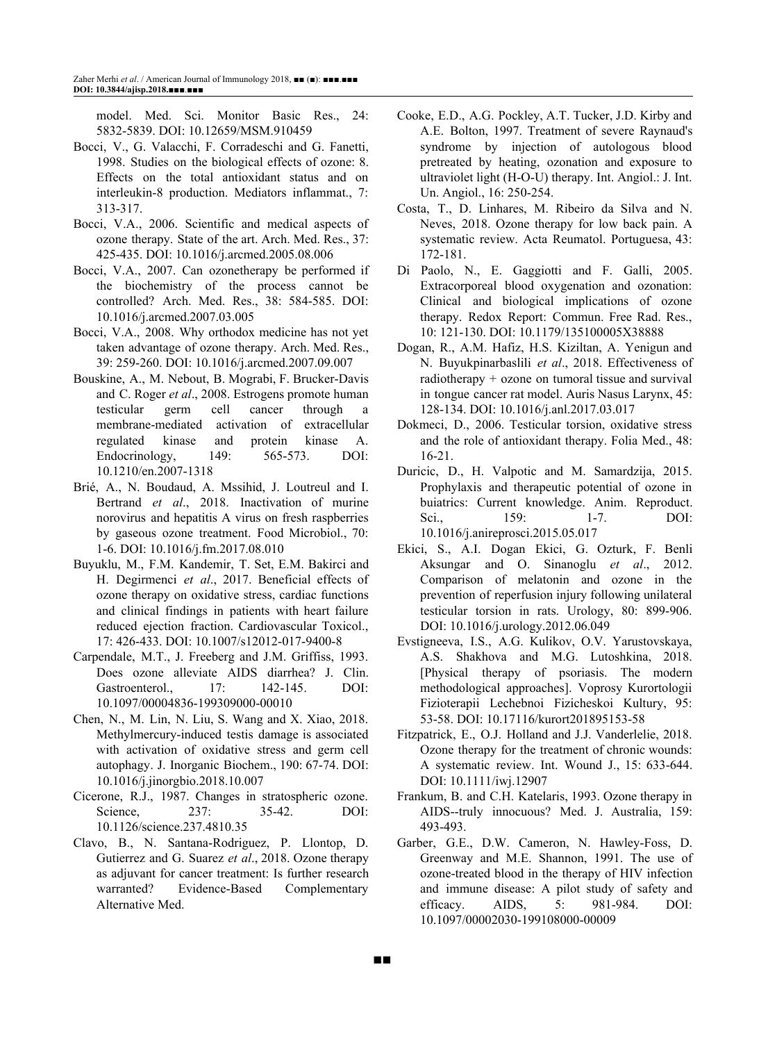model. Med. Sci. Monitor Basic Res., 24: 5832-5839. DOI: 10.12659/MSM.910459

Bocci, V., G. Valacchi, F. Corradeschi and G. Fanetti, 1998. Studies on the biological effects of ozone: 8. Effects on the total antioxidant status and on interleukin-8 production. Mediators inflammat., 7: 313-317.

Bocci, V.A., 2006. Scientific and medical aspects of ozone therapy. State of the art. Arch. Med. Res., 37: 425-435. DOI: 10.1016/j.arcmed.2005.08.006

Bocci, V.A., 2007. Can ozonetherapy be performed if the biochemistry of the process cannot be controlled? Arch. Med. Res., 38: 584-585. DOI: 10.1016/j.arcmed.2007.03.005

Bocci, V.A., 2008. Why orthodox medicine has not yet taken advantage of ozone therapy. Arch. Med. Res., 39: 259-260. DOI: 10.1016/j.arcmed.2007.09.007

Bouskine, A., M. Nebout, B. Mograbi, F. Brucker-Davis and C. Roger *et al*., 2008. Estrogens promote human testicular germ cell cancer through a membrane-mediated activation of extracellular regulated kinase and protein kinase A. Endocrinology, 149: 565-573. DOI: 10.1210/en.2007-1318

Brié, A., N. Boudaud, A. Mssihid, J. Loutreul and I. Bertrand *et al*., 2018. Inactivation of murine norovirus and hepatitis A virus on fresh raspberries by gaseous ozone treatment. Food Microbiol., 70: 1-6. DOI: 10.1016/j.fm.2017.08.010

Buyuklu, M., F.M. Kandemir, T. Set, E.M. Bakirci and H. Degirmenci *et al*., 2017. Beneficial effects of ozone therapy on oxidative stress, cardiac functions and clinical findings in patients with heart failure reduced ejection fraction. Cardiovascular Toxicol., 17: 426-433. DOI: 10.1007/s12012-017-9400-8

Carpendale, M.T., J. Freeberg and J.M. Griffiss, 1993. Does ozone alleviate AIDS diarrhea? J. Clin. Gastroenterol., 17: 142-145. DOI: 10.1097/00004836-199309000-00010

Chen, N., M. Lin, N. Liu, S. Wang and X. Xiao, 2018. Methylmercury-induced testis damage is associated with activation of oxidative stress and germ cell autophagy. J. Inorganic Biochem., 190: 67-74. DOI: 10.1016/j.jinorgbio.2018.10.007

Cicerone, R.J., 1987. Changes in stratospheric ozone. Science, 237: 35-42. DOI: 10.1126/science.237.4810.35

Clavo, B., N. Santana-Rodriguez, P. Llontop, D. Gutierrez and G. Suarez *et al*., 2018. Ozone therapy as adjuvant for cancer treatment: Is further research warranted? Evidence-Based Complementary Alternative Med.

Cooke, E.D., A.G. Pockley, A.T. Tucker, J.D. Kirby and A.E. Bolton, 1997. Treatment of severe Raynaud's syndrome by injection of autologous blood pretreated by heating, ozonation and exposure to ultraviolet light (H-O-U) therapy. Int. Angiol.: J. Int. Un. Angiol., 16: 250-254.

Costa, T., D. Linhares, M. Ribeiro da Silva and N. Neves, 2018. Ozone therapy for low back pain. A systematic review. Acta Reumatol. Portuguesa, 43: 172-181.

Di Paolo, N., E. Gaggiotti and F. Galli, 2005. Extracorporeal blood oxygenation and ozonation: Clinical and biological implications of ozone therapy. Redox Report: Commun. Free Rad. Res., 10: 121-130. DOI: 10.1179/135100005X38888

Dogan, R., A.M. Hafiz, H.S. Kiziltan, A. Yenigun and N. Buyukpinarbaslili *et al*., 2018. Effectiveness of radiotherapy + ozone on tumoral tissue and survival in tongue cancer rat model. Auris Nasus Larynx, 45: 128-134. DOI: 10.1016/j.anl.2017.03.017

Dokmeci, D., 2006. Testicular torsion, oxidative stress and the role of antioxidant therapy. Folia Med., 48: 16-21.

Duricic, D., H. Valpotic and M. Samardzija, 2015. Prophylaxis and therapeutic potential of ozone in buiatrics: Current knowledge. Anim. Reproduct. Sci., 159: 1-7. DOI: 10.1016/j.anireprosci.2015.05.017

Ekici, S., A.I. Dogan Ekici, G. Ozturk, F. Benli Aksungar and O. Sinanoglu *et al*., 2012. Comparison of melatonin and ozone in the prevention of reperfusion injury following unilateral testicular torsion in rats. Urology, 80: 899-906. DOI: 10.1016/j.urology.2012.06.049

Evstigneeva, I.S., A.G. Kulikov, O.V. Yarustovskaya, A.S. Shakhova and M.G. Lutoshkina, 2018. [Physical therapy of psoriasis. The modern methodological approaches]. Voprosy Kurortologii Fizioterapii Lechebnoi Fizicheskoi Kultury, 95: 53-58. DOI: 10.17116/kurort201895153-58

Fitzpatrick, E., O.J. Holland and J.J. Vanderlelie, 2018. Ozone therapy for the treatment of chronic wounds: A systematic review. Int. Wound J., 15: 633-644. DOI: 10.1111/iwj.12907

Frankum, B. and C.H. Katelaris, 1993. Ozone therapy in AIDS--truly innocuous? Med. J. Australia, 159: 493-493.

Garber, G.E., D.W. Cameron, N. Hawley-Foss, D. Greenway and M.E. Shannon, 1991. The use of ozone-treated blood in the therapy of HIV infection and immune disease: A pilot study of safety and efficacy. AIDS, 5: 981-984. DOI: 10.1097/00002030-199108000-00009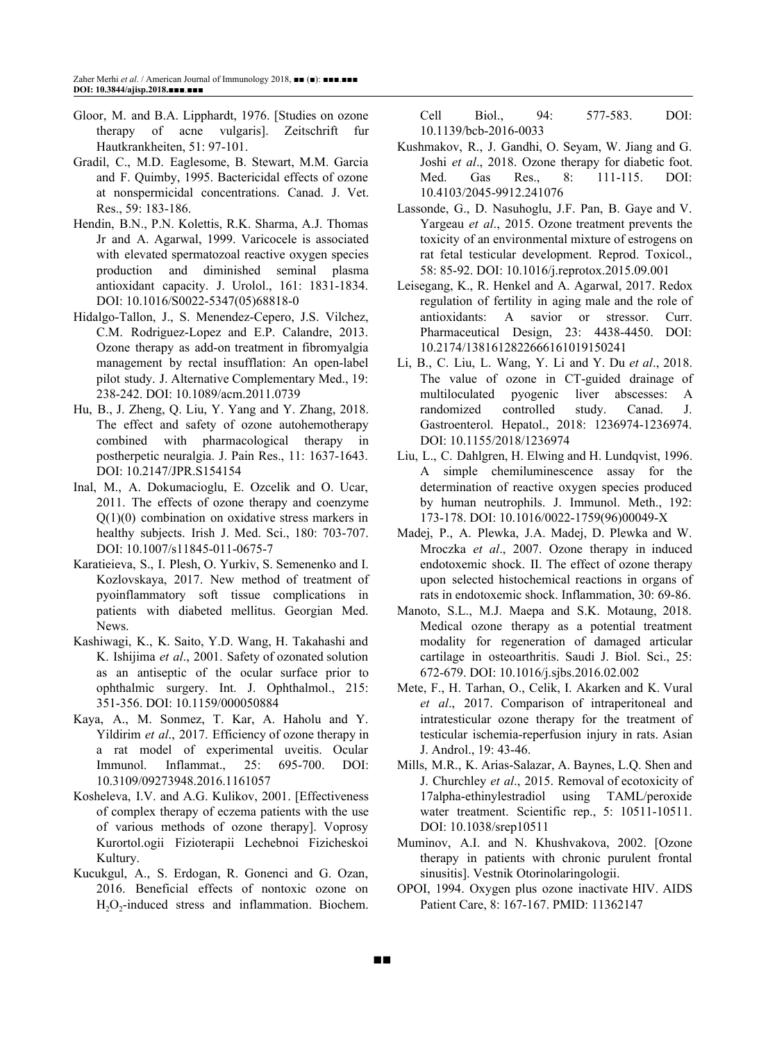Gloor, M. and B.A. Lipphardt, 1976. [Studies on ozone therapy of acne vulgaris]. Zeitschrift fur Hautkrankheiten, 51: 97-101.

Gradil, C., M.D. Eaglesome, B. Stewart, M.M. Garcia and F. Quimby, 1995. Bactericidal effects of ozone at nonspermicidal concentrations. Canad. J. Vet. Res., 59: 183-186.

Hendin, B.N., P.N. Kolettis, R.K. Sharma, A.J. Thomas Jr and A. Agarwal, 1999. Varicocele is associated with elevated spermatozoal reactive oxygen species production and diminished seminal plasma antioxidant capacity. J. Urolol., 161: 1831-1834. DOI: 10.1016/S0022-5347(05)68818-0

Hidalgo-Tallon, J., S. Menendez-Cepero, J.S. Vilchez, C.M. Rodriguez-Lopez and E.P. Calandre, 2013. Ozone therapy as add-on treatment in fibromyalgia management by rectal insufflation: An open-label pilot study. J. Alternative Complementary Med., 19: 238-242. DOI: 10.1089/acm.2011.0739

Hu, B., J. Zheng, Q. Liu, Y. Yang and Y. Zhang, 2018. The effect and safety of ozone autohemotherapy combined with pharmacological therapy in postherpetic neuralgia. J. Pain Res., 11: 1637-1643. DOI: 10.2147/JPR.S154154

Inal, M., A. Dokumacioglu, E. Ozcelik and O. Ucar, 2011. The effects of ozone therapy and coenzyme Q(1)(0) combination on oxidative stress markers in healthy subjects. Irish J. Med. Sci., 180: 703-707. DOI: 10.1007/s11845-011-0675-7

Karatieieva, S., I. Plesh, O. Yurkiv, S. Semenenko and I. Kozlovskaya, 2017. New method of treatment of pyoinflammatory soft tissue complications in patients with diabeted mellitus. Georgian Med. News.

Kashiwagi, K., K. Saito, Y.D. Wang, H. Takahashi and K. Ishijima *et al*., 2001. Safety of ozonated solution as an antiseptic of the ocular surface prior to ophthalmic surgery. Int. J. Ophthalmol., 215: 351-356. DOI: 10.1159/000050884

Kaya, A., M. Sonmez, T. Kar, A. Haholu and Y. Yildirim *et al*., 2017. Efficiency of ozone therapy in a rat model of experimental uveitis. Ocular Immunol. Inflammat., 25: 695-700. DOI: 10.3109/09273948.2016.1161057

Kosheleva, I.V. and A.G. Kulikov, 2001. [Effectiveness of complex therapy of eczema patients with the use of various methods of ozone therapy]. Voprosy Kurortol.ogii Fizioterapii Lechebnoi Fizicheskoi Kultury.

Kucukgul, A., S. Erdogan, R. Gonenci and G. Ozan, 2016. Beneficial effects of nontoxic ozone on $H_2O_2$-induced stress and inflammation. Biochem. Cell Biol., 94: 577-583. DOI: 10.1139/bcb-2016-0033

Kushmakov, R., J. Gandhi, O. Seyam, W. Jiang and G. Joshi *et al*., 2018. Ozone therapy for diabetic foot. Med. Gas Res., 8: 111-115. DOI: 10.4103/2045-9912.241076

Lassonde, G., D. Nasuhoglu, J.F. Pan, B. Gaye and V. Yargeau *et al*., 2015. Ozone treatment prevents the toxicity of an environmental mixture of estrogens on rat fetal testicular development. Reprod. Toxicol., 58: 85-92. DOI: 10.1016/j.reprotox.2015.09.001

Leisegang, K., R. Henkel and A. Agarwal, 2017. Redox regulation of fertility in aging male and the role of antioxidants: A savior or stressor. Curr. Pharmaceutical Design, 23: 4438-4450. DOI: 10.2174/1381612822666161019150241

Li, B., C. Liu, L. Wang, Y. Li and Y. Du *et al*., 2018. The value of ozone in CT-guided drainage of multiloculated pyogenic liver abscesses: A randomized controlled study. Canad. J. Gastroenterol. Hepatol., 2018: 1236974-1236974. DOI: 10.1155/2018/1236974

Liu, L., C. Dahlgren, H. Elwing and H. Lundqvist, 1996. A simple chemiluminescence assay for the determination of reactive oxygen species produced by human neutrophils. J. Immunol. Meth., 192: 173-178. DOI: 10.1016/0022-1759(96)00049-X

Madej, P., A. Plewka, J.A. Madej, D. Plewka and W. Mroczka *et al*., 2007. Ozone therapy in induced endotoxemic shock. II. The effect of ozone therapy upon selected histochemical reactions in organs of rats in endotoxemic shock. Inflammation, 30: 69-86.

Manoto, S.L., M.J. Maepa and S.K. Motaung, 2018. Medical ozone therapy as a potential treatment modality for regeneration of damaged articular cartilage in osteoarthritis. Saudi J. Biol. Sci., 25: 672-679. DOI: 10.1016/j.sjbs.2016.02.002

Mete, F., H. Tarhan, O., Celik, I. Akarken and K. Vural *et al*., 2017. Comparison of intraperitoneal and intratesticular ozone therapy for the treatment of testicular ischemia-reperfusion injury in rats. Asian J. Androl., 19: 43-46.

Mills, M.R., K. Arias-Salazar, A. Baynes, L.Q. Shen and J. Churchley *et al*., 2015. Removal of ecotoxicity of 17alpha-ethinylestradiol using TAML/peroxide water treatment. Scientific rep., 5: 10511-10511. DOI: 10.1038/srep10511

Muminov, A.I. and N. Khushvakova, 2002. [Ozone therapy in patients with chronic purulent frontal sinusitis]. Vestnik Otorinolaringologii.

OPOI, 1994. Oxygen plus ozone inactivate HIV. AIDS Patient Care, 8: 167-167. PMID: 11362147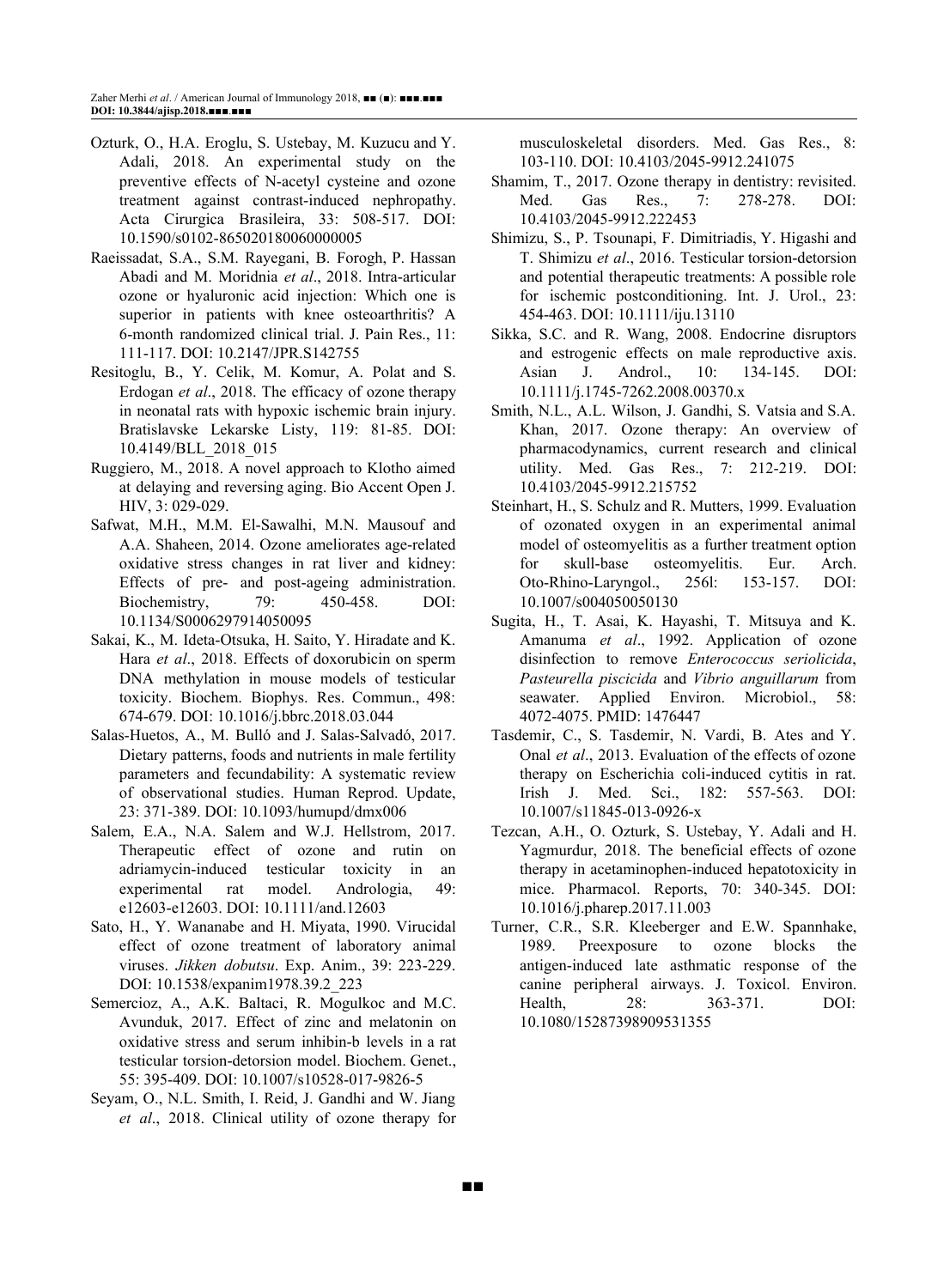Ozturk, O., H.A. Eroglu, S. Ustebay, M. Kuzucu and Y. Adali, 2018. An experimental study on the preventive effects of N-acetyl cysteine and ozone treatment against contrast-induced nephropathy. Acta Cirurgica Brasileira, 33: 508-517. DOI: 10.1590/s0102-865020180060000005

Raeissadat, S.A., S.M. Rayegani, B. Forogh, P. Hassan Abadi and M. Moridnia *et al*., 2018. Intra-articular ozone or hyaluronic acid injection: Which one is superior in patients with knee osteoarthritis? A 6-month randomized clinical trial. J. Pain Res., 11: 111-117. DOI: 10.2147/JPR.S142755

Resitoglu, B., Y. Celik, M. Komur, A. Polat and S. Erdogan *et al*., 2018. The efficacy of ozone therapy in neonatal rats with hypoxic ischemic brain injury. Bratislavske Lekarske Listy, 119: 81-85. DOI: 10.4149/BLL_2018_015

Ruggiero, M., 2018. A novel approach to Klotho aimed at delaying and reversing aging. Bio Accent Open J. HIV, 3: 029-029.

Safwat, M.H., M.M. El-Sawalhi, M.N. Mausouf and A.A. Shaheen, 2014. Ozone ameliorates age-related oxidative stress changes in rat liver and kidney: Effects of pre- and post-ageing administration. Biochemistry, 79: 450-458. DOI: 10.1134/S0006297914050095

Sakai, K., M. Ideta-Otsuka, H. Saito, Y. Hiradate and K. Hara *et al*., 2018. Effects of doxorubicin on sperm DNA methylation in mouse models of testicular toxicity. Biochem. Biophys. Res. Commun., 498: 674-679. DOI: 10.1016/j.bbrc.2018.03.044

Salas-Huetos, A., M. Bulló and J. Salas-Salvadó, 2017. Dietary patterns, foods and nutrients in male fertility parameters and fecundability: A systematic review of observational studies. Human Reprod. Update, 23: 371-389. DOI: 10.1093/humupd/dmx006

Salem, E.A., N.A. Salem and W.J. Hellstrom, 2017. Therapeutic effect of ozone and rutin on adriamycin-induced testicular toxicity in an experimental rat model. Andrologia, 49: e12603-e12603. DOI: 10.1111/and.12603

Sato, H., Y. Wananabe and H. Miyata, 1990. Virucidal effect of ozone treatment of laboratory animal viruses. *Jikken dobutsu*. Exp. Anim., 39: 223-229. DOI: 10.1538/expanim1978.39.2_223

Semercioz, A., A.K. Baltaci, R. Mogulkoc and M.C. Avunduk, 2017. Effect of zinc and melatonin on oxidative stress and serum inhibin-b levels in a rat testicular torsion-detorsion model. Biochem. Genet., 55: 395-409. DOI: 10.1007/s10528-017-9826-5

Seyam, O., N.L. Smith, I. Reid, J. Gandhi and W. Jiang *et al*., 2018. Clinical utility of ozone therapy for musculoskeletal disorders. Med. Gas Res., 8: 103-110. DOI: 10.4103/2045-9912.241075

Shamim, T., 2017. Ozone therapy in dentistry: revisited. Med. Gas Res., 7: 278-278. DOI: 10.4103/2045-9912.222453

Shimizu, S., P. Tsounapi, F. Dimitriadis, Y. Higashi and T. Shimizu *et al*., 2016. Testicular torsion-detorsion and potential therapeutic treatments: A possible role for ischemic postconditioning. Int. J. Urol., 23: 454-463. DOI: 10.1111/iju.13110

Sikka, S.C. and R. Wang, 2008. Endocrine disruptors and estrogenic effects on male reproductive axis. Asian J. Androl., 10: 134-145. DOI: 10.1111/j.1745-7262.2008.00370.x

Smith, N.L., A.L. Wilson, J. Gandhi, S. Vatsia and S.A. Khan, 2017. Ozone therapy: An overview of pharmacodynamics, current research and clinical utility. Med. Gas Res., 7: 212-219. DOI: 10.4103/2045-9912.215752

Steinhart, H., S. Schulz and R. Mutters, 1999. Evaluation of ozonated oxygen in an experimental animal model of osteomyelitis as a further treatment option for skull-base osteomyelitis. Eur. Arch. Oto-Rhino-Laryngol., 256l: 153-157. DOI: 10.1007/s004050050130

Sugita, H., T. Asai, K. Hayashi, T. Mitsuya and K. Amanuma *et al*., 1992. Application of ozone disinfection to remove *Enterococcus seriolicida*, *Pasteurella piscicida* and *Vibrio anguillarum* from seawater. Applied Environ. Microbiol., 58: 4072-4075. PMID: 1476447

Tasdemir, C., S. Tasdemir, N. Vardi, B. Ates and Y. Onal *et al*., 2013. Evaluation of the effects of ozone therapy on Escherichia coli-induced cytitis in rat. Irish J. Med. Sci., 182: 557-563. DOI: 10.1007/s11845-013-0926-x

Tezcan, A.H., O. Ozturk, S. Ustebay, Y. Adali and H. Yagmurdur, 2018. The beneficial effects of ozone therapy in acetaminophen-induced hepatotoxicity in mice. Pharmacol. Reports, 70: 340-345. DOI: 10.1016/j.pharep.2017.11.003

Turner, C.R., S.R. Kleeberger and E.W. Spannhake, 1989. Preexposure to ozone blocks the antigen-induced late asthmatic response of the canine peripheral airways. J. Toxicol. Environ. Health, 28: 363-371. DOI: 10.1080/15287398909531355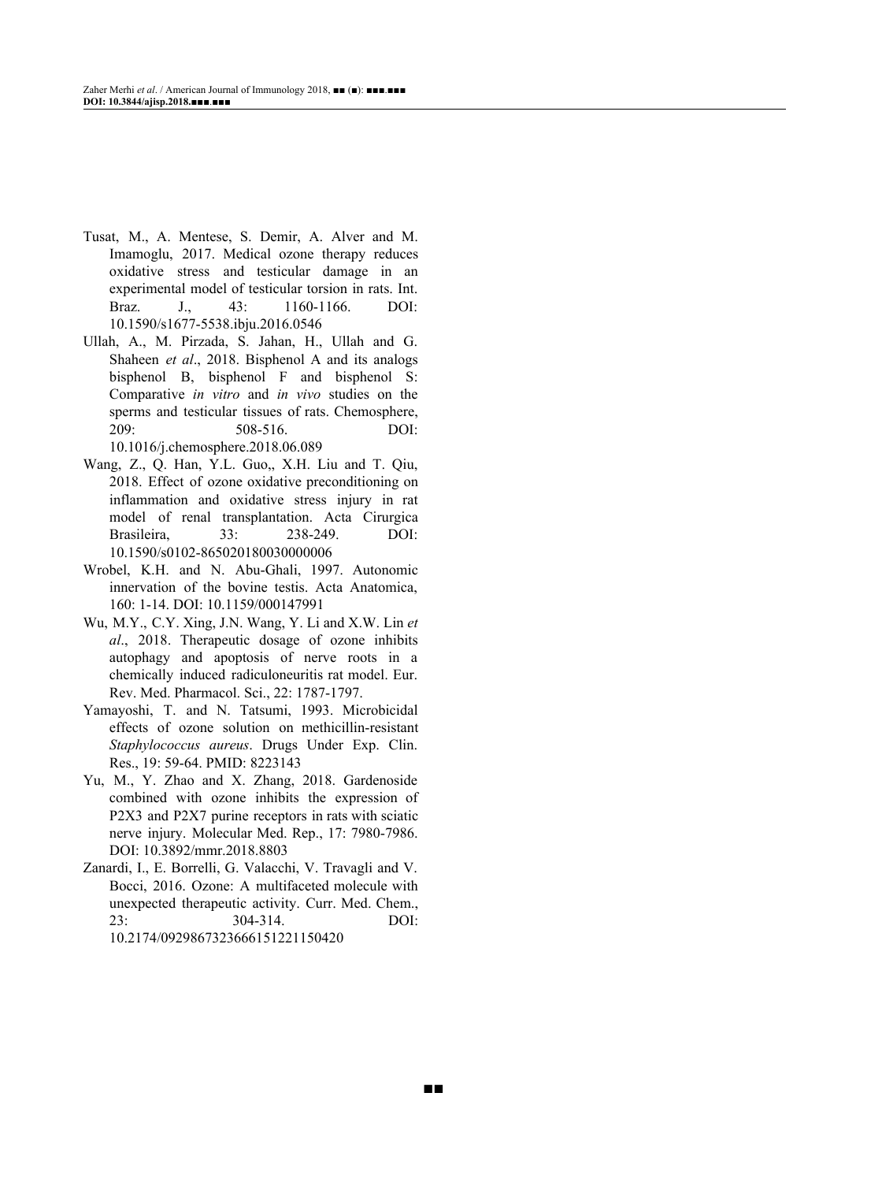Tusat, M., A. Mentese, S. Demir, A. Alver and M. Imamoglu, 2017. Medical ozone therapy reduces oxidative stress and testicular damage in an experimental model of testicular torsion in rats. Int. Braz. J., 43: 1160-1166. DOI: 10.1590/s1677-5538.ibju.2016.0546

Ullah, A., M. Pirzada, S. Jahan, H., Ullah and G. Shaheen *et al*., 2018. Bisphenol A and its analogs bisphenol B, bisphenol F and bisphenol S: Comparative *in vitro* and *in vivo* studies on the sperms and testicular tissues of rats. Chemosphere, 209: 508-516. DOI: 10.1016/j.chemosphere.2018.06.089

Wang, Z., Q. Han, Y.L. Guo,, X.H. Liu and T. Qiu, 2018. Effect of ozone oxidative preconditioning on inflammation and oxidative stress injury in rat model of renal transplantation. Acta Cirurgica Brasileira, 33: 238-249. DOI: 10.1590/s0102-865020180030000006

Wrobel, K.H. and N. Abu-Ghali, 1997. Autonomic innervation of the bovine testis. Acta Anatomica, 160: 1-14. DOI: 10.1159/000147991

Wu, M.Y., C.Y. Xing, J.N. Wang, Y. Li and X.W. Lin *et al*., 2018. Therapeutic dosage of ozone inhibits autophagy and apoptosis of nerve roots in a chemically induced radiculoneuritis rat model. Eur. Rev. Med. Pharmacol. Sci., 22: 1787-1797.

Yamayoshi, T. and N. Tatsumi, 1993. Microbicidal effects of ozone solution on methicillin-resistant *Staphylococcus aureus*. Drugs Under Exp. Clin. Res., 19: 59-64. PMID: 8223143

Yu, M., Y. Zhao and X. Zhang, 2018. Gardenoside combined with ozone inhibits the expression of P2X3 and P2X7 purine receptors in rats with sciatic nerve injury. Molecular Med. Rep., 17: 7980-7986. DOI: 10.3892/mmr.2018.8803

Zanardi, I., E. Borrelli, G. Valacchi, V. Travagli and V. Bocci, 2016. Ozone: A multifaceted molecule with unexpected therapeutic activity. Curr. Med. Chem., 23: 304-314. DOI: 10.2174/0929867323666151221150420